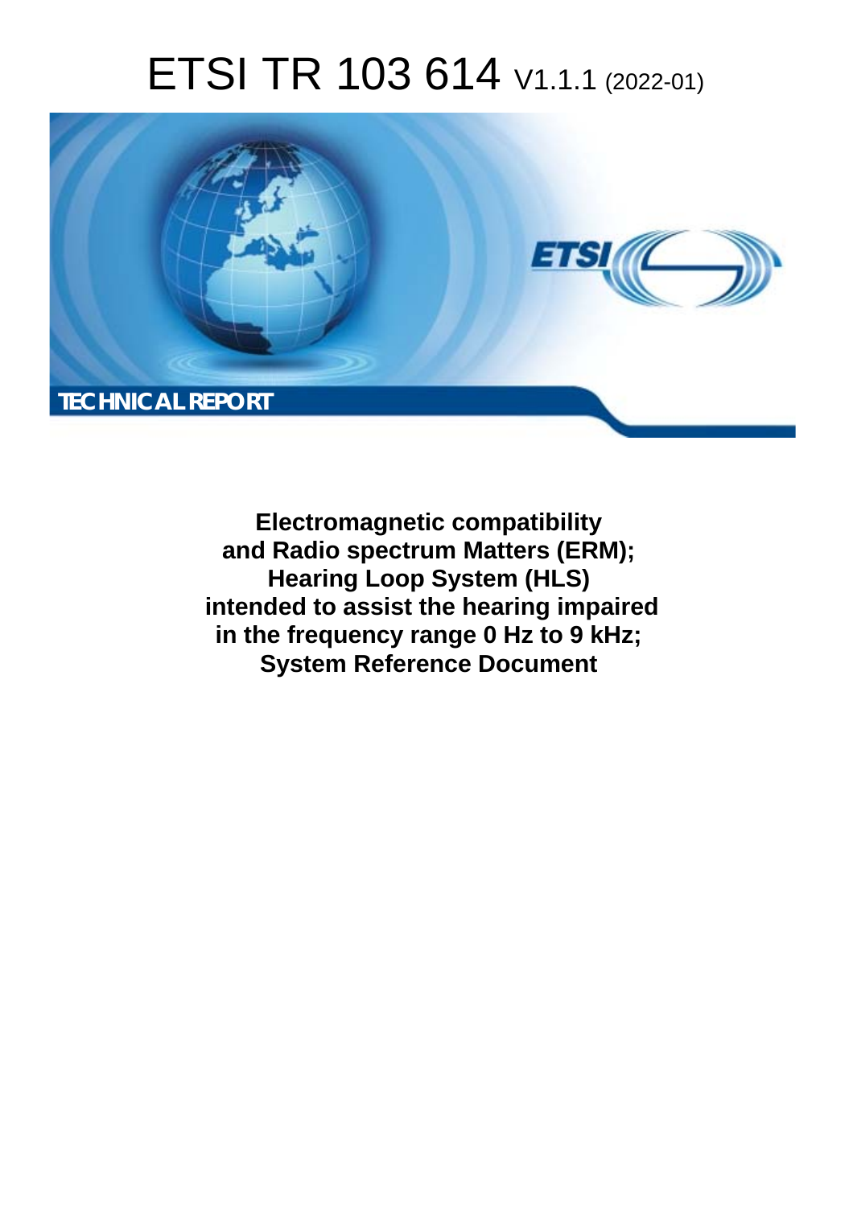# ETSI TR 103 614 V1.1.1 (2022-01)

TECHNICAL REPORT

**Electromagnetic compatibility and Radio spectrum Matters (ERM); Hearing Loop System (HLS) intended to assist the hearing impaired in the frequency range 0 Hz to 9 kHz; System Reference Document**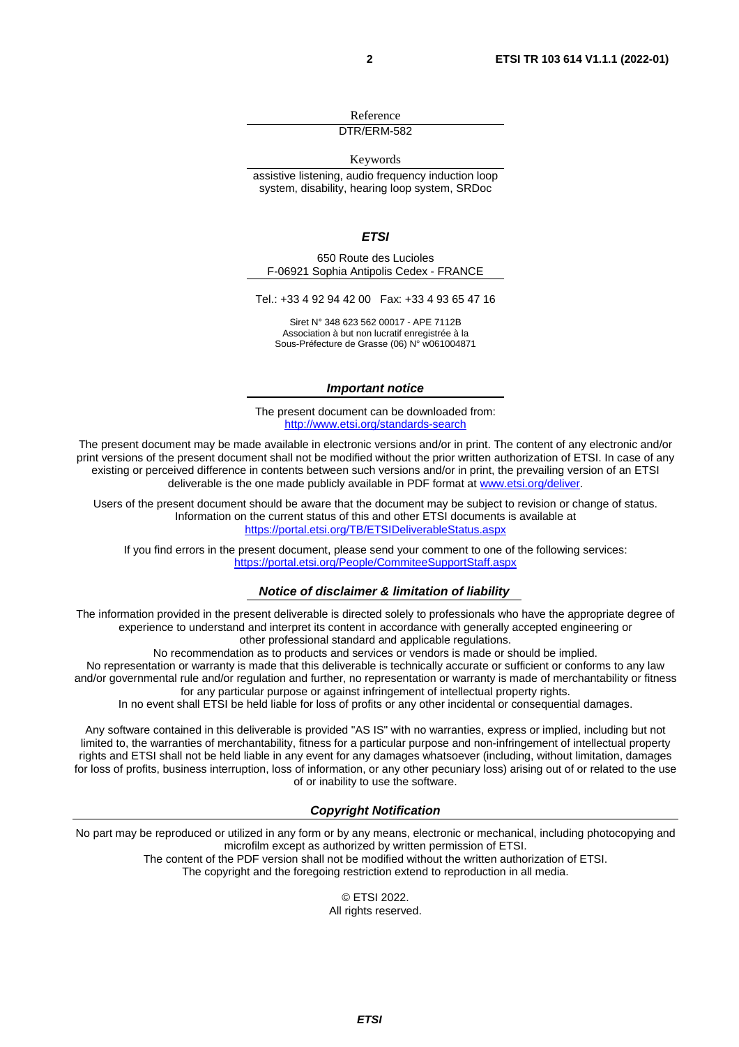Reference

DTR/ERM-582

Keywords

assistive listening, audio frequency induction loop system, disability, hearing loop system, SRDoc

***ETSI***

650 Route des Lucioles
F-06921 Sophia Antipolis Cedex - FRANCE

Tel.: +33 4 92 94 42 00   Fax: +33 4 93 65 47 16

Siret N° 348 623 562 00017 - APE 7112B
Association à but non lucratif enregistrée à la
Sous-Préfecture de Grasse (06) N° w061004871

***Important notice***

The present document can be downloaded from:
http://www.etsi.org/standards-search

The present document may be made available in electronic versions and/or in print. The content of any electronic and/or print versions of the present document shall not be modified without the prior written authorization of ETSI. In case of any existing or perceived difference in contents between such versions and/or in print, the prevailing version of an ETSI deliverable is the one made publicly available in PDF format at www.etsi.org/deliver.

Users of the present document should be aware that the document may be subject to revision or change of status. Information on the current status of this and other ETSI documents is available at https://portal.etsi.org/TB/ETSIDeliverableStatus.aspx

If you find errors in the present document, please send your comment to one of the following services:
https://portal.etsi.org/People/CommiteeSupportStaff.aspx

***Notice of disclaimer & limitation of liability***

The information provided in the present deliverable is directed solely to professionals who have the appropriate degree of experience to understand and interpret its content in accordance with generally accepted engineering or other professional standard and applicable regulations.
No recommendation as to products and services or vendors is made or should be implied.
No representation or warranty is made that this deliverable is technically accurate or sufficient or conforms to any law and/or governmental rule and/or regulation and further, no representation or warranty is made of merchantability or fitness for any particular purpose or against infringement of intellectual property rights.
In no event shall ETSI be held liable for loss of profits or any other incidental or consequential damages.

Any software contained in this deliverable is provided "AS IS" with no warranties, express or implied, including but not limited to, the warranties of merchantability, fitness for a particular purpose and non-infringement of intellectual property rights and ETSI shall not be held liable in any event for any damages whatsoever (including, without limitation, damages for loss of profits, business interruption, loss of information, or any other pecuniary loss) arising out of or related to the use of or inability to use the software.

***Copyright Notification***

No part may be reproduced or utilized in any form or by any means, electronic or mechanical, including photocopying and microfilm except as authorized by written permission of ETSI.
The content of the PDF version shall not be modified without the written authorization of ETSI.
The copyright and the foregoing restriction extend to reproduction in all media.

© ETSI 2022.
All rights reserved.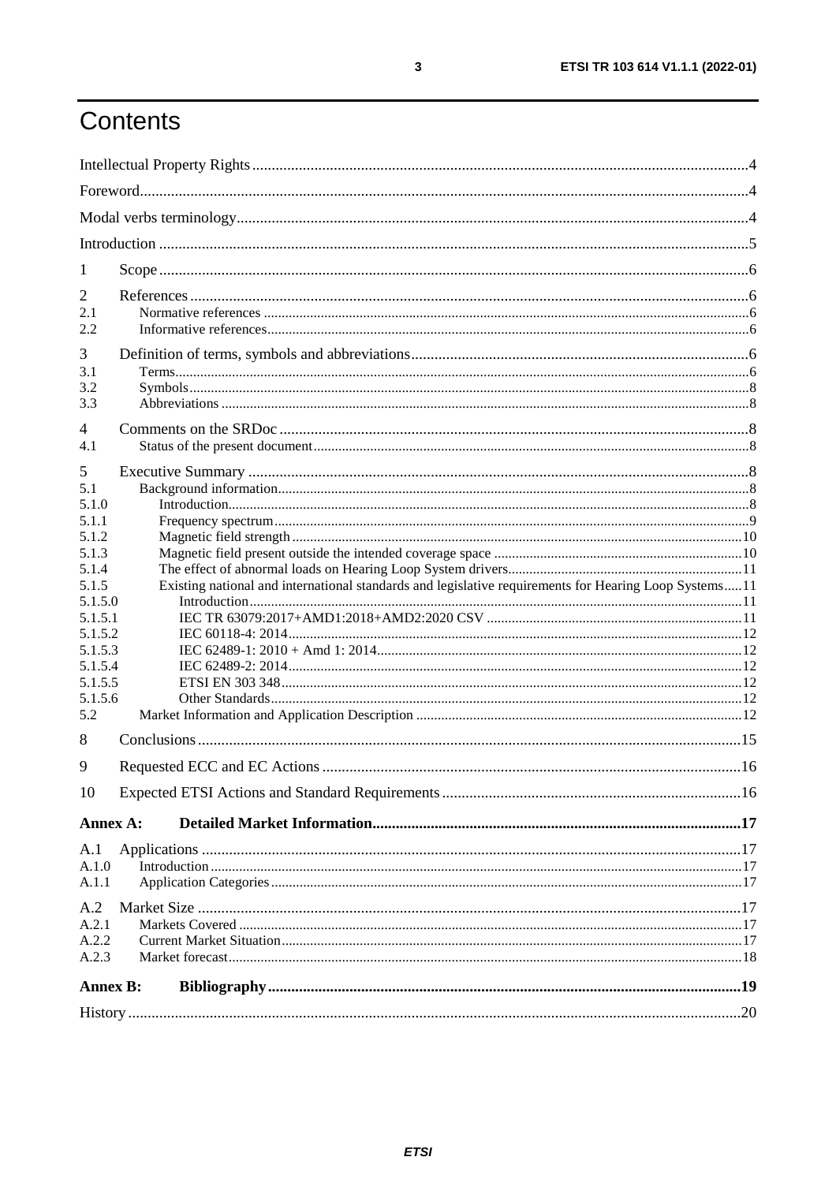# Contents

Intellectual Property Rights ............................................................................................................................. 4

Foreword .......................................................................................................................................................... 4

Modal verbs terminology .................................................................................................................................. 4

Introduction ...................................................................................................................................................... 5

1 Scope ............................................................................................................................................................. 6

2 References ..................................................................................................................................................... 6
- 2.1 Normative references ................................................................................................................................ 6
- 2.2 Informative references ............................................................................................................................... 6

3 Definition of terms, symbols and abbreviations ............................................................................................. 6
- 3.1 Terms ......................................................................................................................................................... 6
- 3.2 Symbols ..................................................................................................................................................... 8
- 3.3 Abbreviations ............................................................................................................................................. 8

4 Comments on the SRDoc ............................................................................................................................... 8
- 4.1 Status of the present document .................................................................................................................. 8

5 Executive Summary ....................................................................................................................................... 8
- 5.1 Background information ............................................................................................................................ 8
- 5.1.0 Introduction ............................................................................................................................................. 8
- 5.1.1 Frequency spectrum ................................................................................................................................ 9
- 5.1.2 Magnetic field strength .......................................................................................................................... 10
- 5.1.3 Magnetic field present outside the intended coverage space ................................................................. 10
- 5.1.4 The effect of abnormal loads on Hearing Loop System drivers ............................................................. 11
- 5.1.5 Existing national and international standards and legislative requirements for Hearing Loop Systems ..... 11
- 5.1.5.0 Introduction ......................................................................................................................................... 11
- 5.1.5.1 IEC TR 63079:2017+AMD1:2018+AMD2:2020 CSV ....................................................................... 11
- 5.1.5.2 IEC 60118-4: 2014 .............................................................................................................................. 12
- 5.1.5.3 IEC 62489-1: 2010 + Amd 1: 2014 ..................................................................................................... 12
- 5.1.5.4 IEC 62489-2: 2014 .............................................................................................................................. 12
- 5.1.5.5 ETSI EN 303 348 ................................................................................................................................ 12
- 5.1.5.6 Other Standards ................................................................................................................................... 12
- 5.2 Market Information and Application Description ...................................................................................... 12

8 Conclusions .................................................................................................................................................. 15

9 Requested ECC and EC Actions .................................................................................................................. 16

10 Expected ETSI Actions and Standard Requirements .................................................................................. 16

**Annex A: Detailed Market Information** ....................................................................................................... 17

A.1 Applications ............................................................................................................................................... 17
- A.1.0 Introduction ............................................................................................................................................ 17
- A.1.1 Application Categories ........................................................................................................................... 17

A.2 Market Size ................................................................................................................................................ 17
- A.2.1 Markets Covered ..................................................................................................................................... 17
- A.2.2 Current Market Situation ........................................................................................................................ 17
- A.2.3 Market forecast ....................................................................................................................................... 18

**Annex B: Bibliography** ................................................................................................................................. 19

History ............................................................................................................................................................. 20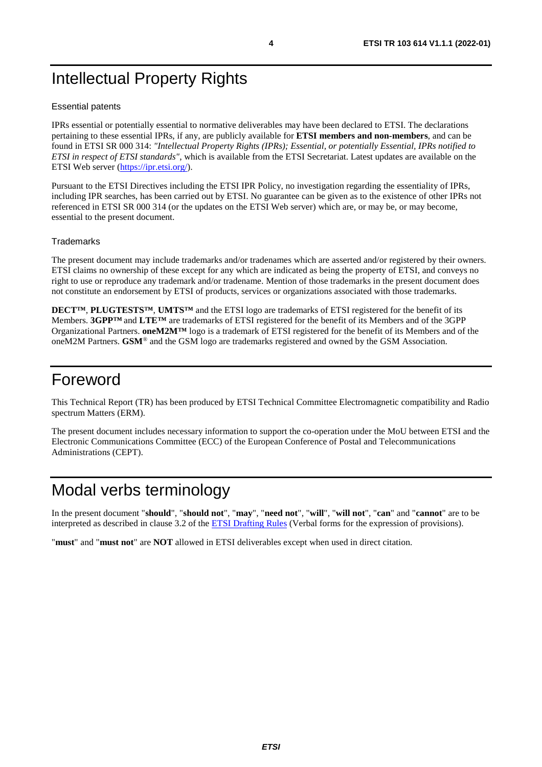# Intellectual Property Rights

Essential patents

IPRs essential or potentially essential to normative deliverables may have been declared to ETSI. The declarations pertaining to these essential IPRs, if any, are publicly available for **ETSI members and non-members**, and can be found in ETSI SR 000 314: *"Intellectual Property Rights (IPRs); Essential, or potentially Essential, IPRs notified to ETSI in respect of ETSI standards"*, which is available from the ETSI Secretariat. Latest updates are available on the ETSI Web server (https://ipr.etsi.org/).

Pursuant to the ETSI Directives including the ETSI IPR Policy, no investigation regarding the essentiality of IPRs, including IPR searches, has been carried out by ETSI. No guarantee can be given as to the existence of other IPRs not referenced in ETSI SR 000 314 (or the updates on the ETSI Web server) which are, or may be, or may become, essential to the present document.

Trademarks

The present document may include trademarks and/or tradenames which are asserted and/or registered by their owners. ETSI claims no ownership of these except for any which are indicated as being the property of ETSI, and conveys no right to use or reproduce any trademark and/or tradename. Mention of those trademarks in the present document does not constitute an endorsement by ETSI of products, services or organizations associated with those trademarks.

**DECT™**, **PLUGTESTS™**, **UMTS™** and the ETSI logo are trademarks of ETSI registered for the benefit of its Members. **3GPP™** and **LTE™** are trademarks of ETSI registered for the benefit of its Members and of the 3GPP Organizational Partners. **oneM2M™** logo is a trademark of ETSI registered for the benefit of its Members and of the oneM2M Partners. **GSM**® and the GSM logo are trademarks registered and owned by the GSM Association.

# Foreword

This Technical Report (TR) has been produced by ETSI Technical Committee Electromagnetic compatibility and Radio spectrum Matters (ERM).

The present document includes necessary information to support the co-operation under the MoU between ETSI and the Electronic Communications Committee (ECC) of the European Conference of Postal and Telecommunications Administrations (CEPT).

# Modal verbs terminology

In the present document "**should**", "**should not**", "**may**", "**need not**", "**will**", "**will not**", "**can**" and "**cannot**" are to be interpreted as described in clause 3.2 of the ETSI Drafting Rules (Verbal forms for the expression of provisions).

"**must**" and "**must not**" are **NOT** allowed in ETSI deliverables except when used in direct citation.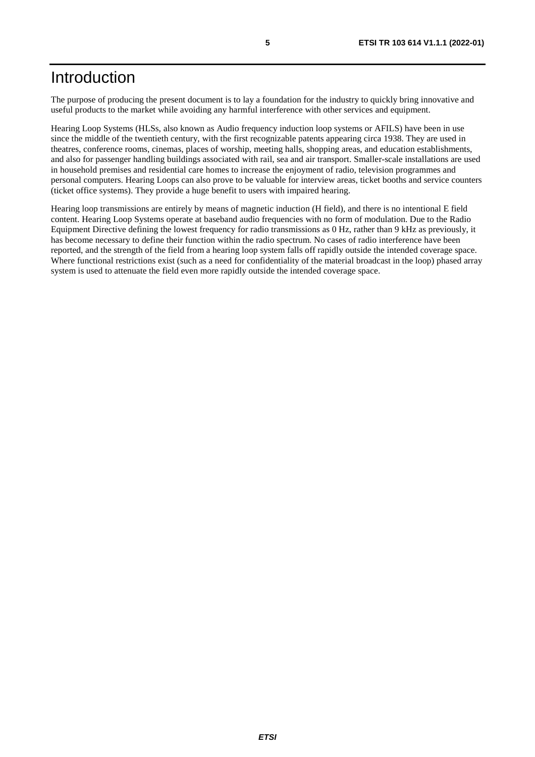# Introduction

The purpose of producing the present document is to lay a foundation for the industry to quickly bring innovative and useful products to the market while avoiding any harmful interference with other services and equipment.

Hearing Loop Systems (HLSs, also known as Audio frequency induction loop systems or AFILS) have been in use since the middle of the twentieth century, with the first recognizable patents appearing circa 1938. They are used in theatres, conference rooms, cinemas, places of worship, meeting halls, shopping areas, and education establishments, and also for passenger handling buildings associated with rail, sea and air transport. Smaller-scale installations are used in household premises and residential care homes to increase the enjoyment of radio, television programmes and personal computers. Hearing Loops can also prove to be valuable for interview areas, ticket booths and service counters (ticket office systems). They provide a huge benefit to users with impaired hearing.

Hearing loop transmissions are entirely by means of magnetic induction (H field), and there is no intentional E field content. Hearing Loop Systems operate at baseband audio frequencies with no form of modulation. Due to the Radio Equipment Directive defining the lowest frequency for radio transmissions as 0 Hz, rather than 9 kHz as previously, it has become necessary to define their function within the radio spectrum. No cases of radio interference have been reported, and the strength of the field from a hearing loop system falls off rapidly outside the intended coverage space. Where functional restrictions exist (such as a need for confidentiality of the material broadcast in the loop) phased array system is used to attenuate the field even more rapidly outside the intended coverage space.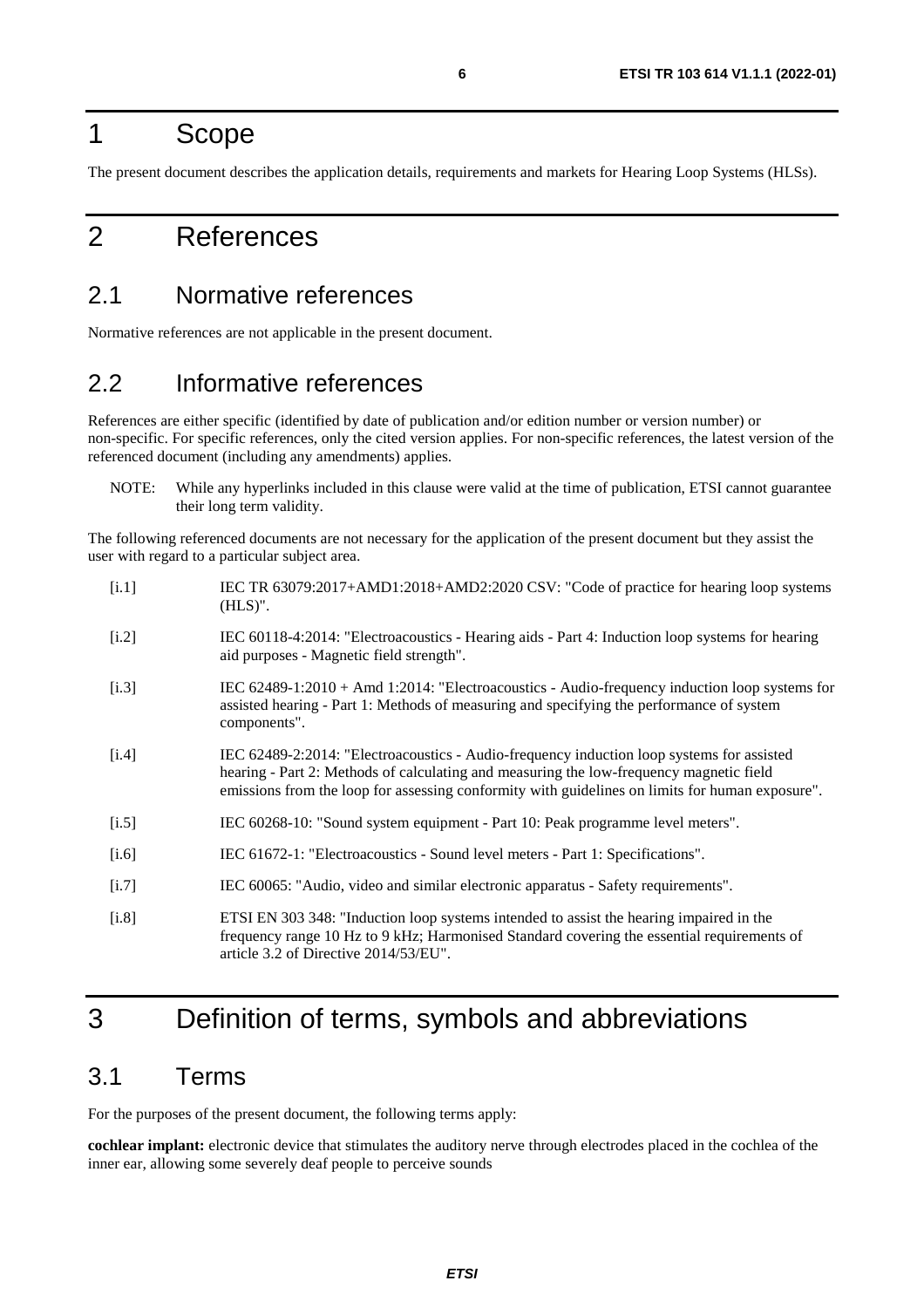# 1 Scope

The present document describes the application details, requirements and markets for Hearing Loop Systems (HLSs).

# 2 References

## 2.1 Normative references

Normative references are not applicable in the present document.

## 2.2 Informative references

References are either specific (identified by date of publication and/or edition number or version number) or non-specific. For specific references, only the cited version applies. For non-specific references, the latest version of the referenced document (including any amendments) applies.

NOTE: While any hyperlinks included in this clause were valid at the time of publication, ETSI cannot guarantee their long term validity.

The following referenced documents are not necessary for the application of the present document but they assist the user with regard to a particular subject area.

[i.1] IEC TR 63079:2017+AMD1:2018+AMD2:2020 CSV: "Code of practice for hearing loop systems (HLS)".

[i.2] IEC 60118-4:2014: "Electroacoustics - Hearing aids - Part 4: Induction loop systems for hearing aid purposes - Magnetic field strength".

[i.3] IEC 62489-1:2010 + Amd 1:2014: "Electroacoustics - Audio-frequency induction loop systems for assisted hearing - Part 1: Methods of measuring and specifying the performance of system components".

[i.4] IEC 62489-2:2014: "Electroacoustics - Audio-frequency induction loop systems for assisted hearing - Part 2: Methods of calculating and measuring the low-frequency magnetic field emissions from the loop for assessing conformity with guidelines on limits for human exposure".

[i.5] IEC 60268-10: "Sound system equipment - Part 10: Peak programme level meters".

[i.6] IEC 61672-1: "Electroacoustics - Sound level meters - Part 1: Specifications".

[i.7] IEC 60065: "Audio, video and similar electronic apparatus - Safety requirements".

[i.8] ETSI EN 303 348: "Induction loop systems intended to assist the hearing impaired in the frequency range 10 Hz to 9 kHz; Harmonised Standard covering the essential requirements of article 3.2 of Directive 2014/53/EU".

# 3 Definition of terms, symbols and abbreviations

## 3.1 Terms

For the purposes of the present document, the following terms apply:

**cochlear implant:** electronic device that stimulates the auditory nerve through electrodes placed in the cochlea of the inner ear, allowing some severely deaf people to perceive sounds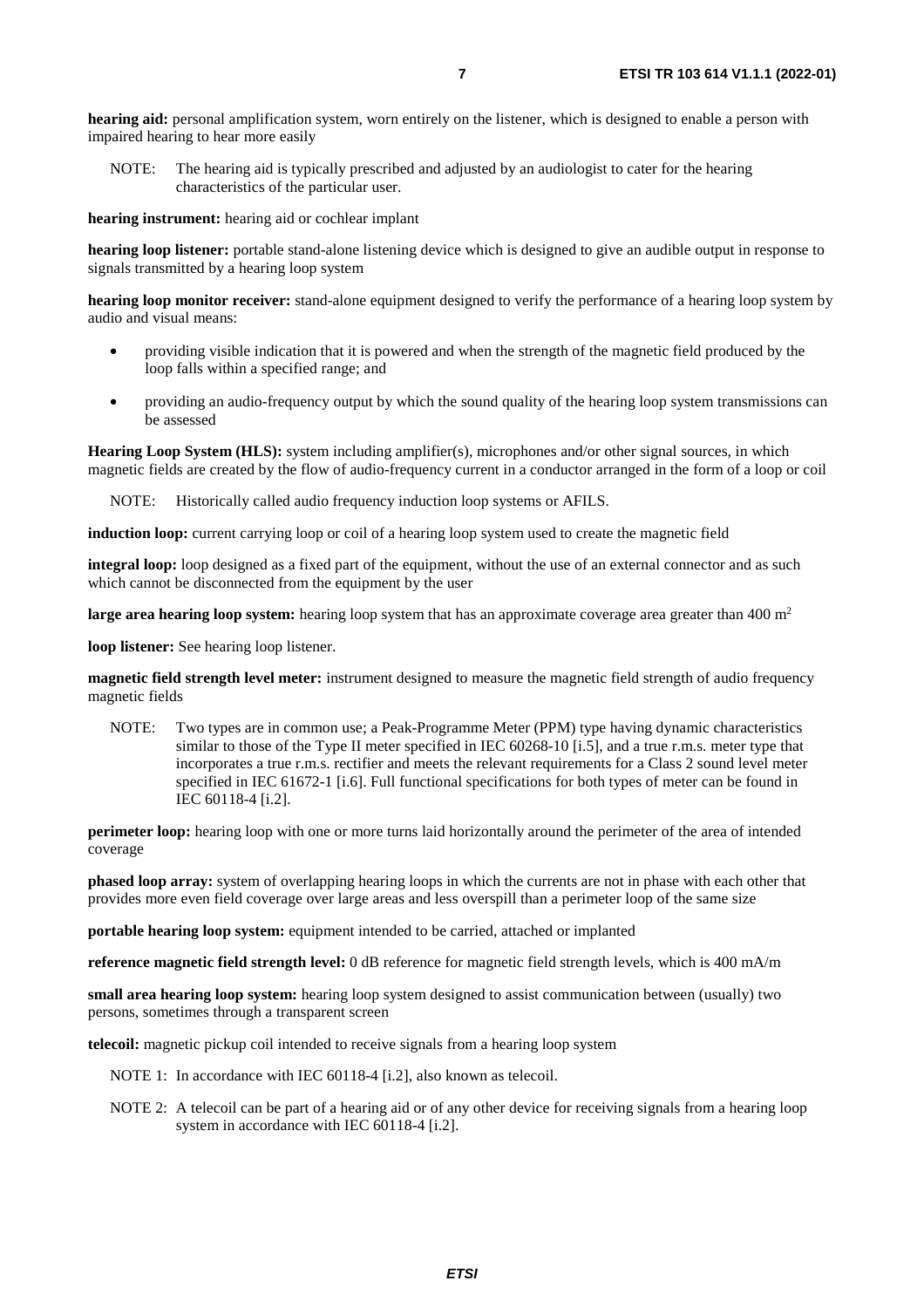**hearing aid:** personal amplification system, worn entirely on the listener, which is designed to enable a person with impaired hearing to hear more easily

NOTE: The hearing aid is typically prescribed and adjusted by an audiologist to cater for the hearing characteristics of the particular user.

**hearing instrument:** hearing aid or cochlear implant

**hearing loop listener:** portable stand-alone listening device which is designed to give an audible output in response to signals transmitted by a hearing loop system

**hearing loop monitor receiver:** stand-alone equipment designed to verify the performance of a hearing loop system by audio and visual means:

- providing visible indication that it is powered and when the strength of the magnetic field produced by the loop falls within a specified range; and
- providing an audio-frequency output by which the sound quality of the hearing loop system transmissions can be assessed

**Hearing Loop System (HLS):** system including amplifier(s), microphones and/or other signal sources, in which magnetic fields are created by the flow of audio-frequency current in a conductor arranged in the form of a loop or coil

NOTE: Historically called audio frequency induction loop systems or AFILS.

**induction loop:** current carrying loop or coil of a hearing loop system used to create the magnetic field

**integral loop:** loop designed as a fixed part of the equipment, without the use of an external connector and as such which cannot be disconnected from the equipment by the user

**large area hearing loop system:** hearing loop system that has an approximate coverage area greater than 400 $m^2$

**loop listener:** See hearing loop listener.

**magnetic field strength level meter:** instrument designed to measure the magnetic field strength of audio frequency magnetic fields

NOTE: Two types are in common use; a Peak-Programme Meter (PPM) type having dynamic characteristics similar to those of the Type II meter specified in IEC 60268-10 [i.5], and a true r.m.s. meter type that incorporates a true r.m.s. rectifier and meets the relevant requirements for a Class 2 sound level meter specified in IEC 61672-1 [i.6]. Full functional specifications for both types of meter can be found in IEC 60118-4 [i.2].

**perimeter loop:** hearing loop with one or more turns laid horizontally around the perimeter of the area of intended coverage

**phased loop array:** system of overlapping hearing loops in which the currents are not in phase with each other that provides more even field coverage over large areas and less overspill than a perimeter loop of the same size

**portable hearing loop system:** equipment intended to be carried, attached or implanted

**reference magnetic field strength level:** 0 dB reference for magnetic field strength levels, which is 400 mA/m

**small area hearing loop system:** hearing loop system designed to assist communication between (usually) two persons, sometimes through a transparent screen

**telecoil:** magnetic pickup coil intended to receive signals from a hearing loop system

NOTE 1: In accordance with IEC 60118-4 [i.2], also known as telecoil.

NOTE 2: A telecoil can be part of a hearing aid or of any other device for receiving signals from a hearing loop system in accordance with IEC 60118-4 [i.2].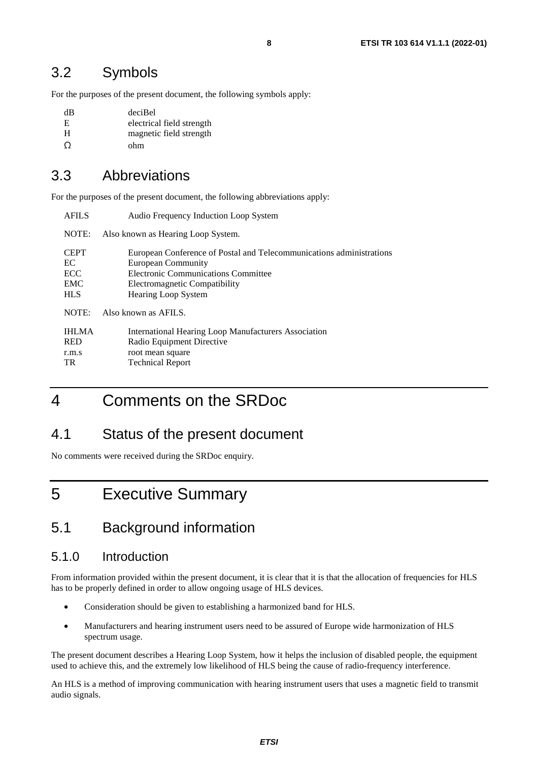## 3.2 Symbols

For the purposes of the present document, the following symbols apply:

| | |
|---|---|
| dB | deciBel |
| E | electrical field strength |
| H | magnetic field strength |
| Ω | ohm |

## 3.3 Abbreviations

For the purposes of the present document, the following abbreviations apply:

AFILS Audio Frequency Induction Loop System

NOTE: Also known as Hearing Loop System.

| | |
|---|---|
| CEPT | European Conference of Postal and Telecommunications administrations |
| EC | European Community |
| ECC | Electronic Communications Committee |
| EMC | Electromagnetic Compatibility |
| HLS | Hearing Loop System |

NOTE: Also known as AFILS.

| | |
|---|---|
| IHLMA | International Hearing Loop Manufacturers Association |
| RED | Radio Equipment Directive |
| r.m.s | root mean square |
| TR | Technical Report |

# 4 Comments on the SRDoc

## 4.1 Status of the present document

No comments were received during the SRDoc enquiry.

# 5 Executive Summary

## 5.1 Background information

### 5.1.0 Introduction

From information provided within the present document, it is clear that it is that the allocation of frequencies for HLS has to be properly defined in order to allow ongoing usage of HLS devices.

- Consideration should be given to establishing a harmonized band for HLS.
- Manufacturers and hearing instrument users need to be assured of Europe wide harmonization of HLS spectrum usage.

The present document describes a Hearing Loop System, how it helps the inclusion of disabled people, the equipment used to achieve this, and the extremely low likelihood of HLS being the cause of radio-frequency interference.

An HLS is a method of improving communication with hearing instrument users that uses a magnetic field to transmit audio signals.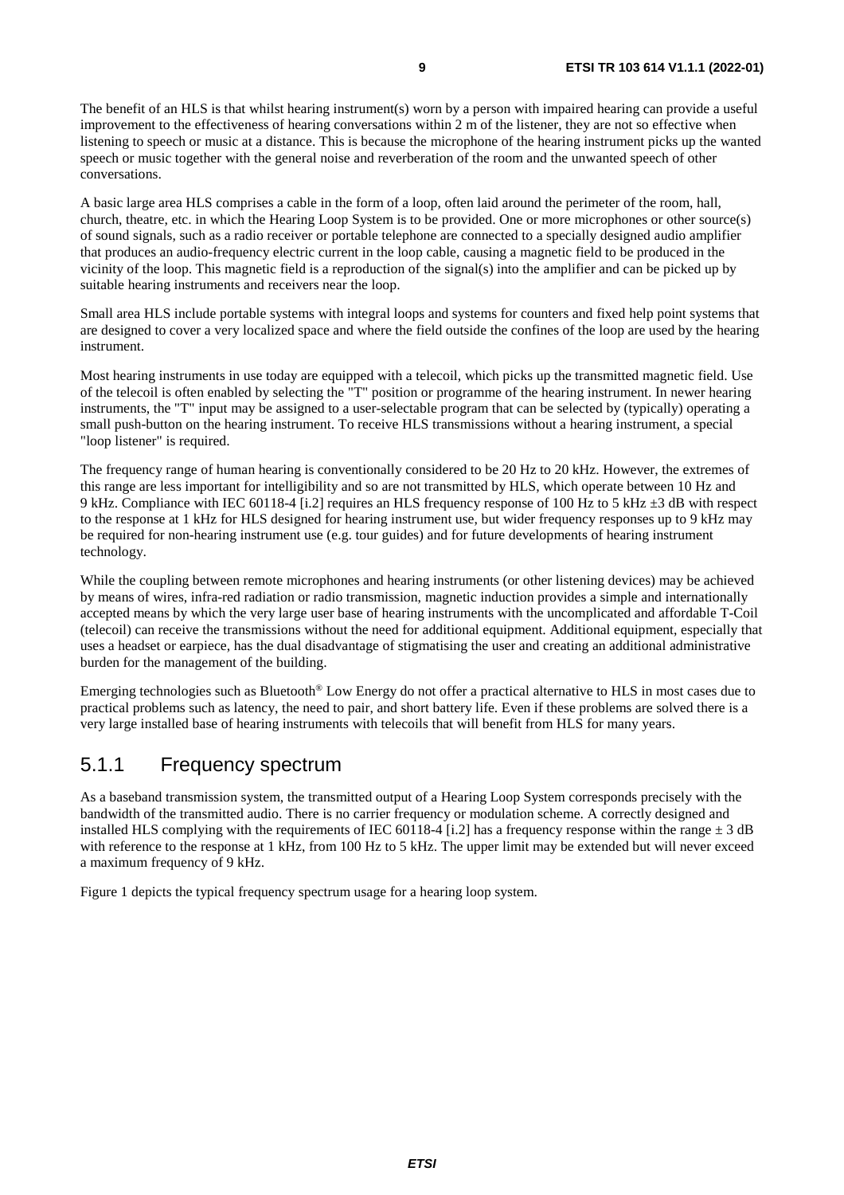The benefit of an HLS is that whilst hearing instrument(s) worn by a person with impaired hearing can provide a useful improvement to the effectiveness of hearing conversations within 2 m of the listener, they are not so effective when listening to speech or music at a distance. This is because the microphone of the hearing instrument picks up the wanted speech or music together with the general noise and reverberation of the room and the unwanted speech of other conversations.

A basic large area HLS comprises a cable in the form of a loop, often laid around the perimeter of the room, hall, church, theatre, etc. in which the Hearing Loop System is to be provided. One or more microphones or other source(s) of sound signals, such as a radio receiver or portable telephone are connected to a specially designed audio amplifier that produces an audio-frequency electric current in the loop cable, causing a magnetic field to be produced in the vicinity of the loop. This magnetic field is a reproduction of the signal(s) into the amplifier and can be picked up by suitable hearing instruments and receivers near the loop.

Small area HLS include portable systems with integral loops and systems for counters and fixed help point systems that are designed to cover a very localized space and where the field outside the confines of the loop are used by the hearing instrument.

Most hearing instruments in use today are equipped with a telecoil, which picks up the transmitted magnetic field. Use of the telecoil is often enabled by selecting the "T" position or programme of the hearing instrument. In newer hearing instruments, the "T" input may be assigned to a user-selectable program that can be selected by (typically) operating a small push-button on the hearing instrument. To receive HLS transmissions without a hearing instrument, a special "loop listener" is required.

The frequency range of human hearing is conventionally considered to be 20 Hz to 20 kHz. However, the extremes of this range are less important for intelligibility and so are not transmitted by HLS, which operate between 10 Hz and 9 kHz. Compliance with IEC 60118-4 [i.2] requires an HLS frequency response of 100 Hz to 5 kHz ±3 dB with respect to the response at 1 kHz for HLS designed for hearing instrument use, but wider frequency responses up to 9 kHz may be required for non-hearing instrument use (e.g. tour guides) and for future developments of hearing instrument technology.

While the coupling between remote microphones and hearing instruments (or other listening devices) may be achieved by means of wires, infra-red radiation or radio transmission, magnetic induction provides a simple and internationally accepted means by which the very large user base of hearing instruments with the uncomplicated and affordable T-Coil (telecoil) can receive the transmissions without the need for additional equipment. Additional equipment, especially that uses a headset or earpiece, has the dual disadvantage of stigmatising the user and creating an additional administrative burden for the management of the building.

Emerging technologies such as Bluetooth® Low Energy do not offer a practical alternative to HLS in most cases due to practical problems such as latency, the need to pair, and short battery life. Even if these problems are solved there is a very large installed base of hearing instruments with telecoils that will benefit from HLS for many years.

### 5.1.1 Frequency spectrum

As a baseband transmission system, the transmitted output of a Hearing Loop System corresponds precisely with the bandwidth of the transmitted audio. There is no carrier frequency or modulation scheme. A correctly designed and installed HLS complying with the requirements of IEC 60118-4 [i.2] has a frequency response within the range ± 3 dB with reference to the response at 1 kHz, from 100 Hz to 5 kHz. The upper limit may be extended but will never exceed a maximum frequency of 9 kHz.

Figure 1 depicts the typical frequency spectrum usage for a hearing loop system.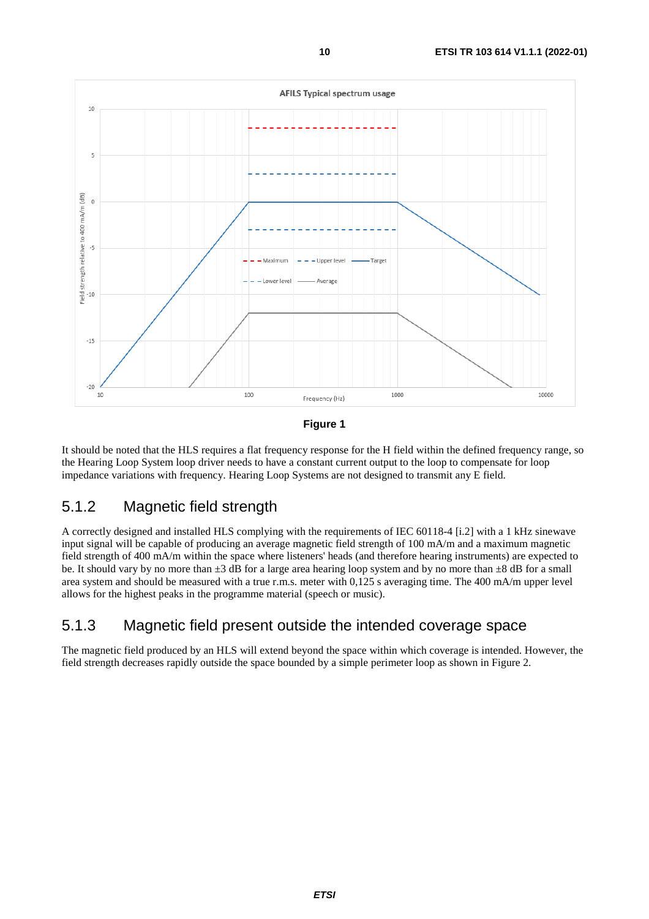Figure 1

It should be noted that the HLS requires a flat frequency response for the H field within the defined frequency range, so the Hearing Loop System loop driver needs to have a constant current output to the loop to compensate for loop impedance variations with frequency. Hearing Loop Systems are not designed to transmit any E field.

## 5.1.2 Magnetic field strength

A correctly designed and installed HLS complying with the requirements of IEC 60118-4 [i.2] with a 1 kHz sinewave input signal will be capable of producing an average magnetic field strength of 100 mA/m and a maximum magnetic field strength of 400 mA/m within the space where listeners' heads (and therefore hearing instruments) are expected to be. It should vary by no more than ±3 dB for a large area hearing loop system and by no more than ±8 dB for a small area system and should be measured with a true r.m.s. meter with 0,125 s averaging time. The 400 mA/m upper level allows for the highest peaks in the programme material (speech or music).

## 5.1.3 Magnetic field present outside the intended coverage space

The magnetic field produced by an HLS will extend beyond the space within which coverage is intended. However, the field strength decreases rapidly outside the space bounded by a simple perimeter loop as shown in Figure 2.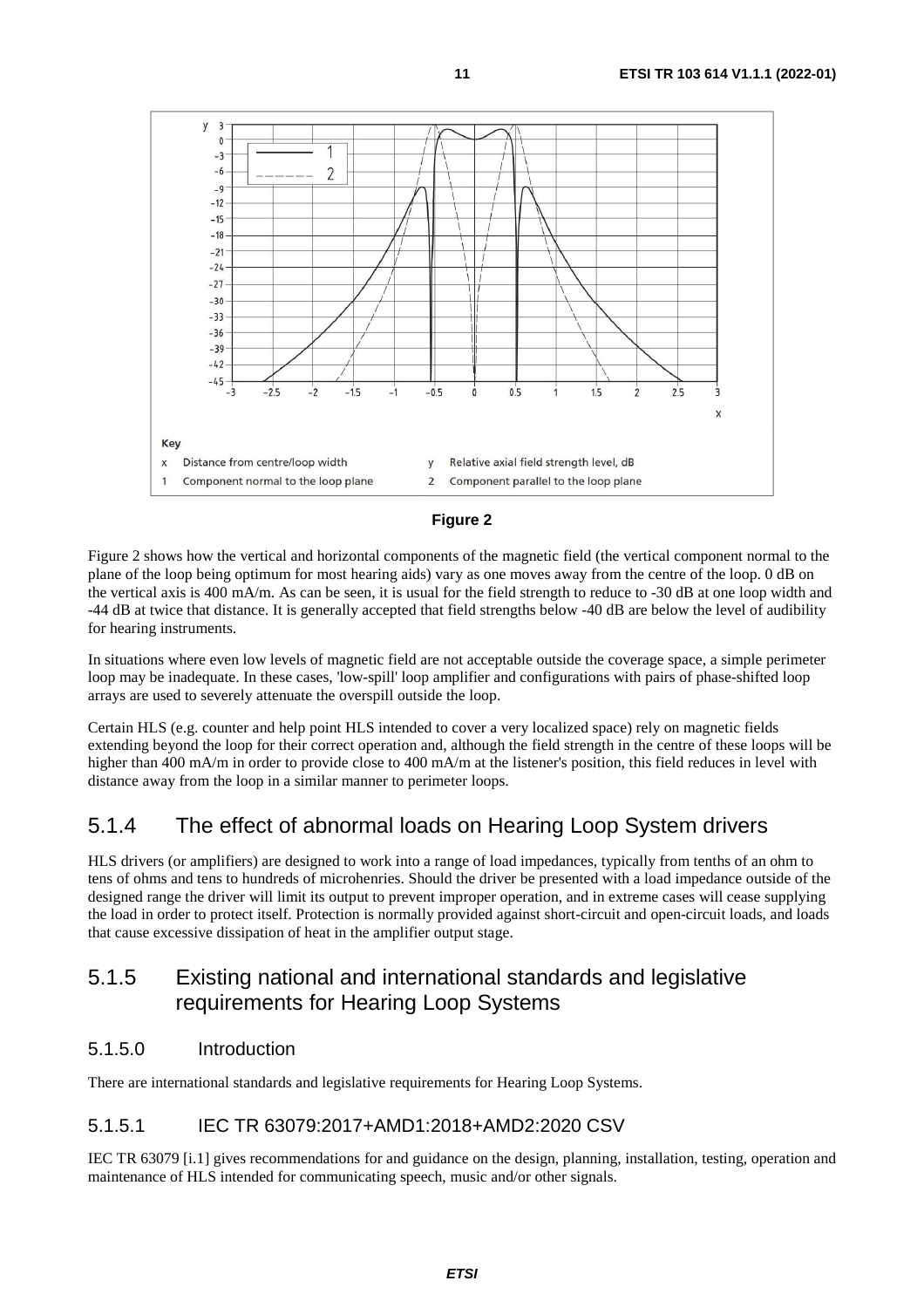**Figure 2**

Figure 2 shows how the vertical and horizontal components of the magnetic field (the vertical component normal to the plane of the loop being optimum for most hearing aids) vary as one moves away from the centre of the loop. 0 dB on the vertical axis is 400 mA/m. As can be seen, it is usual for the field strength to reduce to -30 dB at one loop width and -44 dB at twice that distance. It is generally accepted that field strengths below -40 dB are below the level of audibility for hearing instruments.

In situations where even low levels of magnetic field are not acceptable outside the coverage space, a simple perimeter loop may be inadequate. In these cases, 'low-spill' loop amplifier and configurations with pairs of phase-shifted loop arrays are used to severely attenuate the overspill outside the loop.

Certain HLS (e.g. counter and help point HLS intended to cover a very localized space) rely on magnetic fields extending beyond the loop for their correct operation and, although the field strength in the centre of these loops will be higher than 400 mA/m in order to provide close to 400 mA/m at the listener's position, this field reduces in level with distance away from the loop in a similar manner to perimeter loops.

## 5.1.4 The effect of abnormal loads on Hearing Loop System drivers

HLS drivers (or amplifiers) are designed to work into a range of load impedances, typically from tenths of an ohm to tens of ohms and tens to hundreds of microhenries. Should the driver be presented with a load impedance outside of the designed range the driver will limit its output to prevent improper operation, and in extreme cases will cease supplying the load in order to protect itself. Protection is normally provided against short-circuit and open-circuit loads, and loads that cause excessive dissipation of heat in the amplifier output stage.

## 5.1.5 Existing national and international standards and legislative requirements for Hearing Loop Systems

### 5.1.5.0 Introduction

There are international standards and legislative requirements for Hearing Loop Systems.

### 5.1.5.1 IEC TR 63079:2017+AMD1:2018+AMD2:2020 CSV

IEC TR 63079 [i.1] gives recommendations for and guidance on the design, planning, installation, testing, operation and maintenance of HLS intended for communicating speech, music and/or other signals.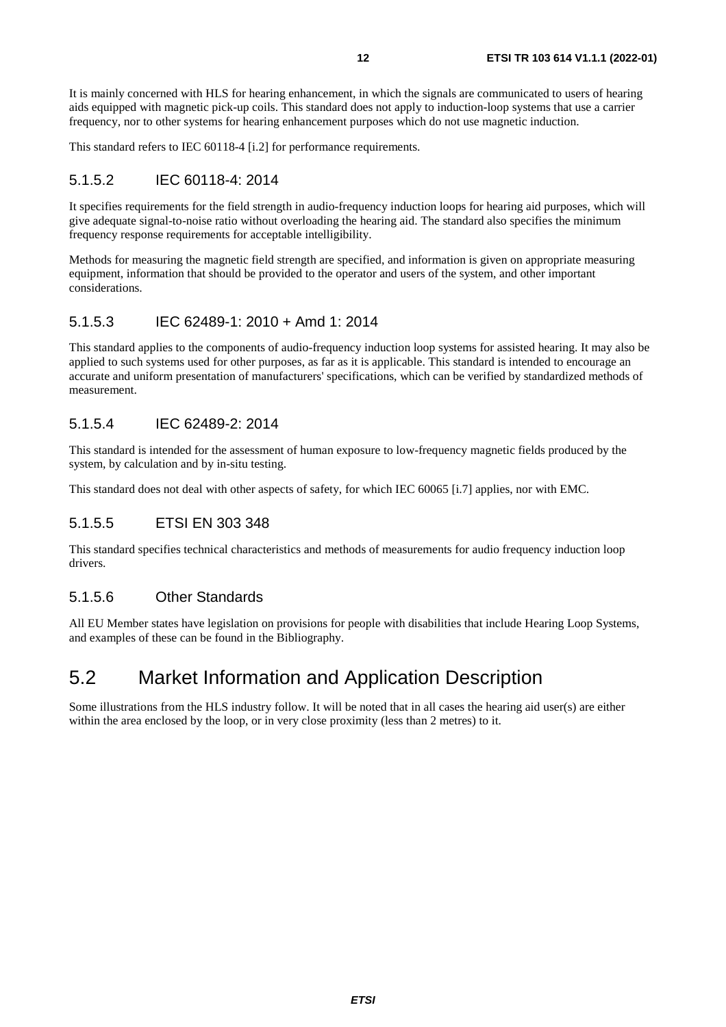It is mainly concerned with HLS for hearing enhancement, in which the signals are communicated to users of hearing aids equipped with magnetic pick-up coils. This standard does not apply to induction-loop systems that use a carrier frequency, nor to other systems for hearing enhancement purposes which do not use magnetic induction.

This standard refers to IEC 60118-4 [i.2] for performance requirements.

#### 5.1.5.2 IEC 60118-4: 2014

It specifies requirements for the field strength in audio-frequency induction loops for hearing aid purposes, which will give adequate signal-to-noise ratio without overloading the hearing aid. The standard also specifies the minimum frequency response requirements for acceptable intelligibility.

Methods for measuring the magnetic field strength are specified, and information is given on appropriate measuring equipment, information that should be provided to the operator and users of the system, and other important considerations.

#### 5.1.5.3 IEC 62489-1: 2010 + Amd 1: 2014

This standard applies to the components of audio-frequency induction loop systems for assisted hearing. It may also be applied to such systems used for other purposes, as far as it is applicable. This standard is intended to encourage an accurate and uniform presentation of manufacturers' specifications, which can be verified by standardized methods of measurement.

#### 5.1.5.4 IEC 62489-2: 2014

This standard is intended for the assessment of human exposure to low-frequency magnetic fields produced by the system, by calculation and by in-situ testing.

This standard does not deal with other aspects of safety, for which IEC 60065 [i.7] applies, nor with EMC.

#### 5.1.5.5 ETSI EN 303 348

This standard specifies technical characteristics and methods of measurements for audio frequency induction loop drivers.

#### 5.1.5.6 Other Standards

All EU Member states have legislation on provisions for people with disabilities that include Hearing Loop Systems, and examples of these can be found in the Bibliography.

## 5.2 Market Information and Application Description

Some illustrations from the HLS industry follow. It will be noted that in all cases the hearing aid user(s) are either within the area enclosed by the loop, or in very close proximity (less than 2 metres) to it.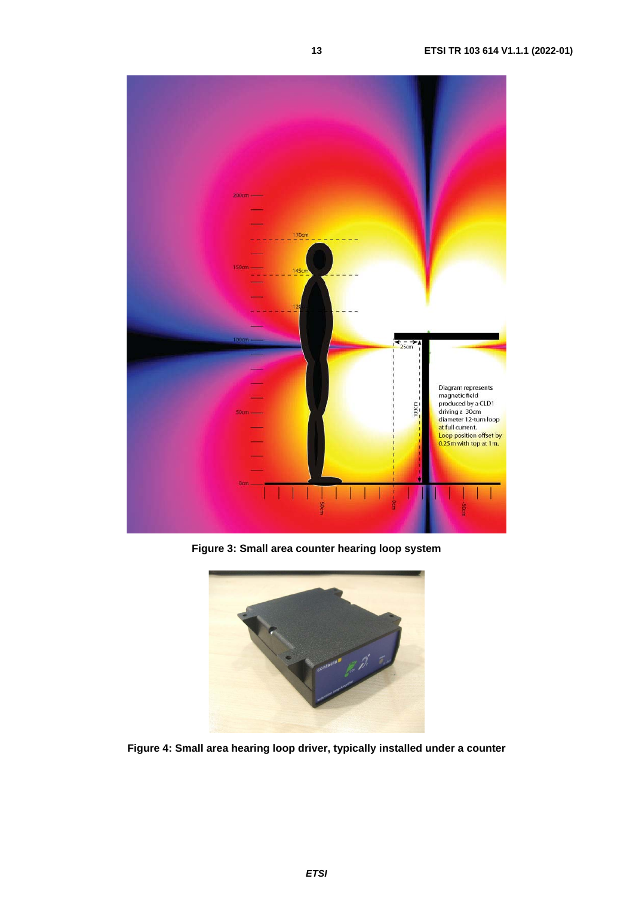Figure 3: Small area counter hearing loop system

Figure 4: Small area hearing loop driver, typically installed under a counter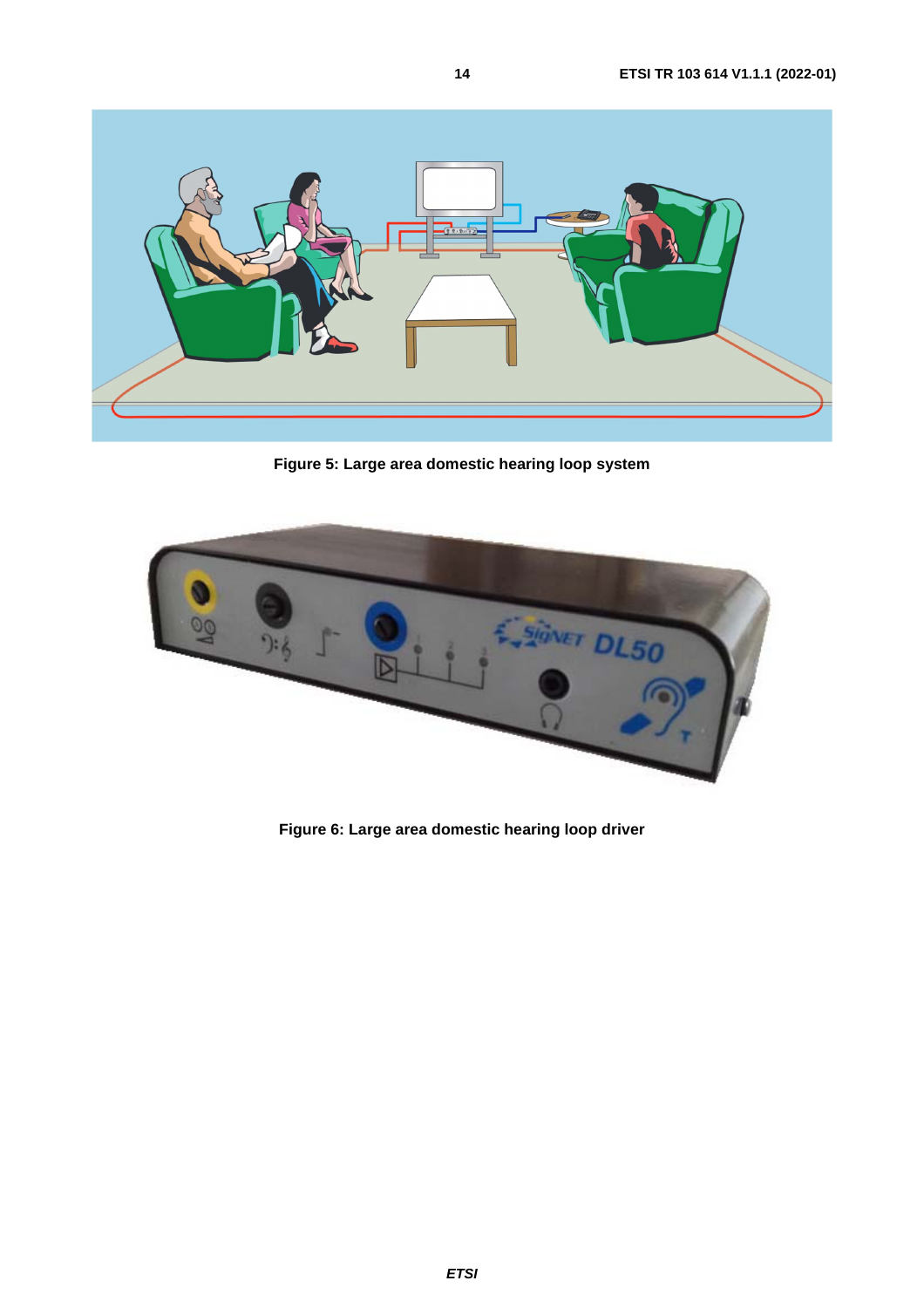Figure 5: Large area domestic hearing loop system

Figure 6: Large area domestic hearing loop driver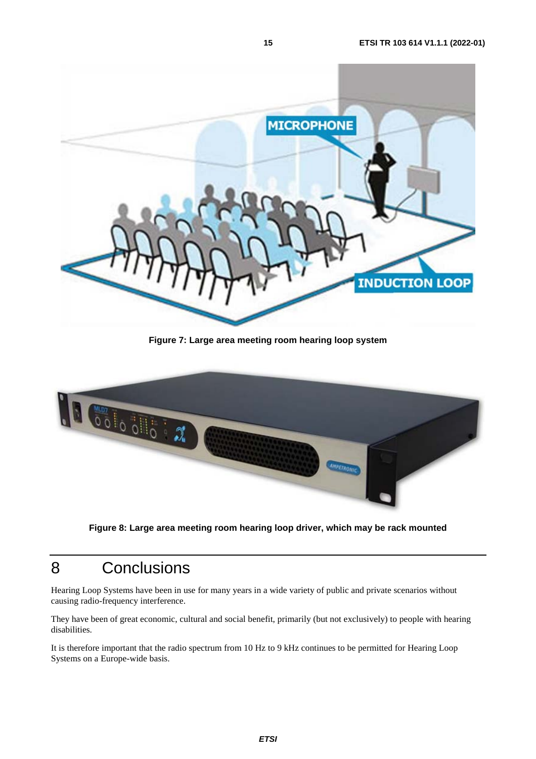**Figure 7: Large area meeting room hearing loop system**

**Figure 8: Large area meeting room hearing loop driver, which may be rack mounted**

# 8 Conclusions

Hearing Loop Systems have been in use for many years in a wide variety of public and private scenarios without causing radio-frequency interference.

They have been of great economic, cultural and social benefit, primarily (but not exclusively) to people with hearing disabilities.

It is therefore important that the radio spectrum from 10 Hz to 9 kHz continues to be permitted for Hearing Loop Systems on a Europe-wide basis.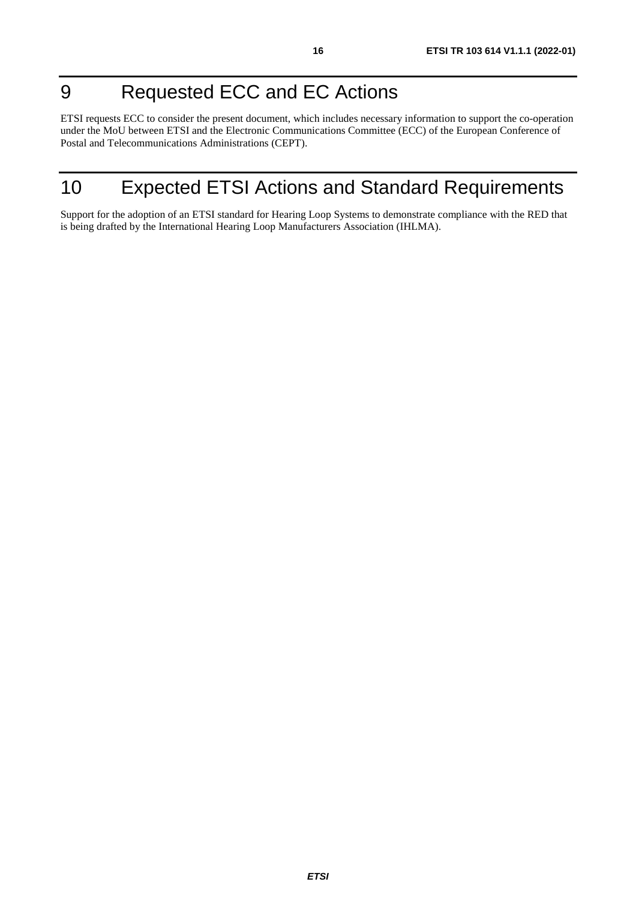# 9 Requested ECC and EC Actions

ETSI requests ECC to consider the present document, which includes necessary information to support the co-operation under the MoU between ETSI and the Electronic Communications Committee (ECC) of the European Conference of Postal and Telecommunications Administrations (CEPT).

# 10 Expected ETSI Actions and Standard Requirements

Support for the adoption of an ETSI standard for Hearing Loop Systems to demonstrate compliance with the RED that is being drafted by the International Hearing Loop Manufacturers Association (IHLMA).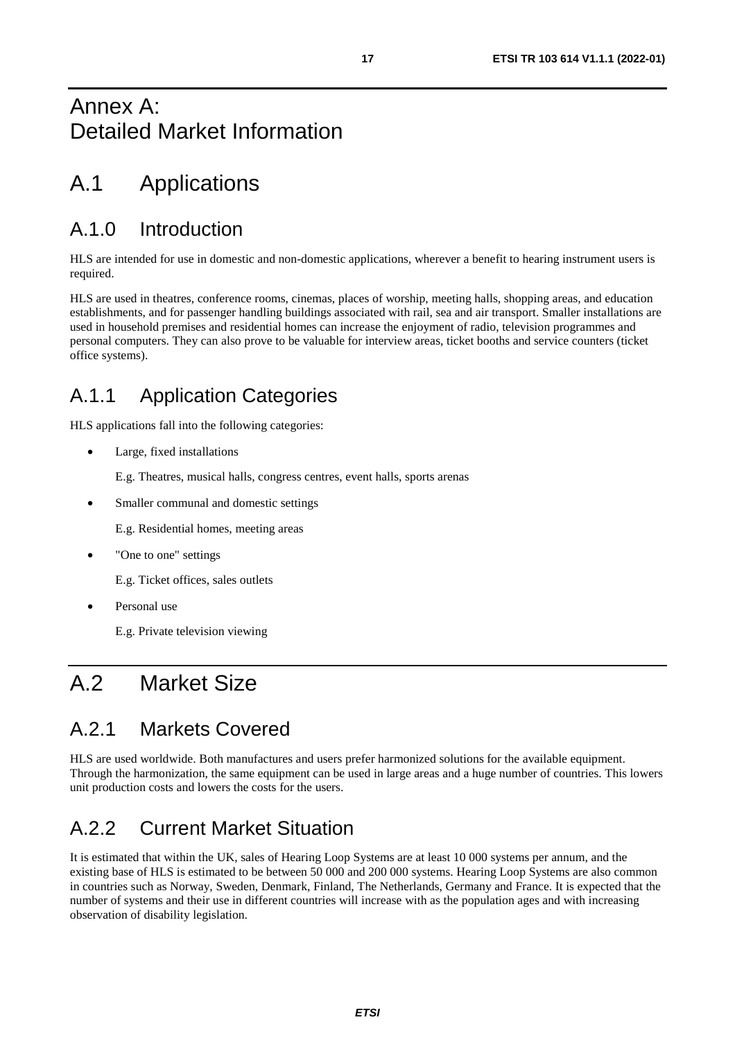# Annex A: Detailed Market Information

# A.1 Applications

## A.1.0 Introduction

HLS are intended for use in domestic and non-domestic applications, wherever a benefit to hearing instrument users is required.

HLS are used in theatres, conference rooms, cinemas, places of worship, meeting halls, shopping areas, and education establishments, and for passenger handling buildings associated with rail, sea and air transport. Smaller installations are used in household premises and residential homes can increase the enjoyment of radio, television programmes and personal computers. They can also prove to be valuable for interview areas, ticket booths and service counters (ticket office systems).

## A.1.1 Application Categories

HLS applications fall into the following categories:

- Large, fixed installations

  E.g. Theatres, musical halls, congress centres, event halls, sports arenas

- Smaller communal and domestic settings

  E.g. Residential homes, meeting areas

- "One to one" settings

  E.g. Ticket offices, sales outlets

- Personal use

  E.g. Private television viewing

# A.2 Market Size

## A.2.1 Markets Covered

HLS are used worldwide. Both manufactures and users prefer harmonized solutions for the available equipment. Through the harmonization, the same equipment can be used in large areas and a huge number of countries. This lowers unit production costs and lowers the costs for the users.

## A.2.2 Current Market Situation

It is estimated that within the UK, sales of Hearing Loop Systems are at least 10 000 systems per annum, and the existing base of HLS is estimated to be between 50 000 and 200 000 systems. Hearing Loop Systems are also common in countries such as Norway, Sweden, Denmark, Finland, The Netherlands, Germany and France. It is expected that the number of systems and their use in different countries will increase with as the population ages and with increasing observation of disability legislation.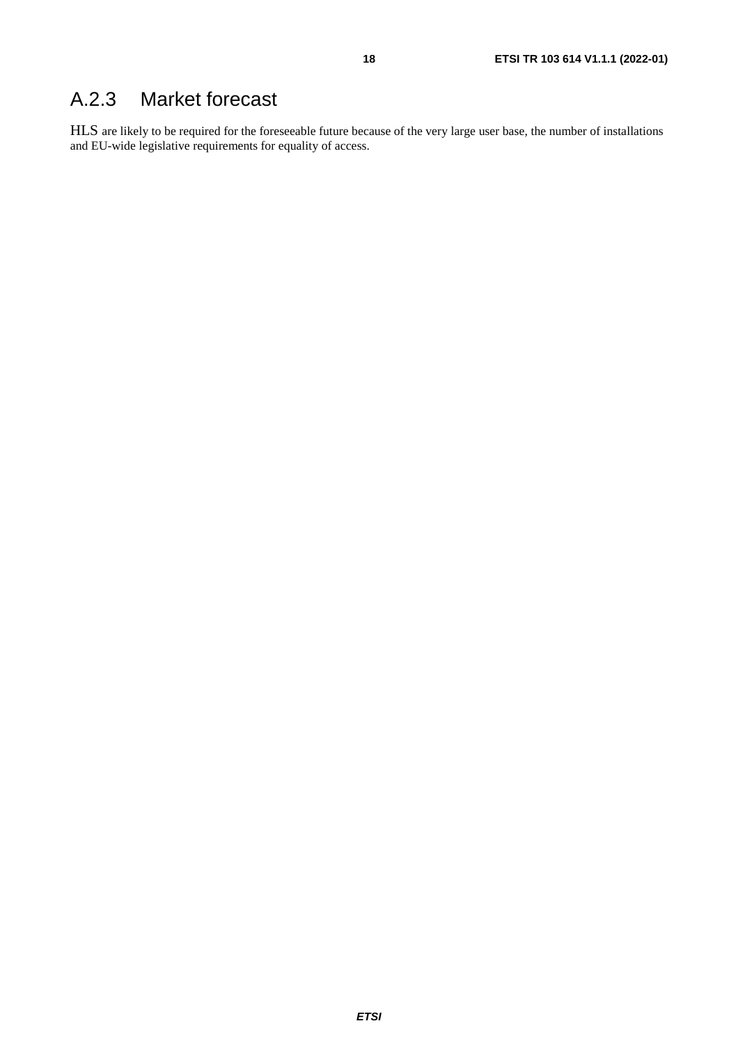## A.2.3 Market forecast

HLS are likely to be required for the foreseeable future because of the very large user base, the number of installations and EU-wide legislative requirements for equality of access.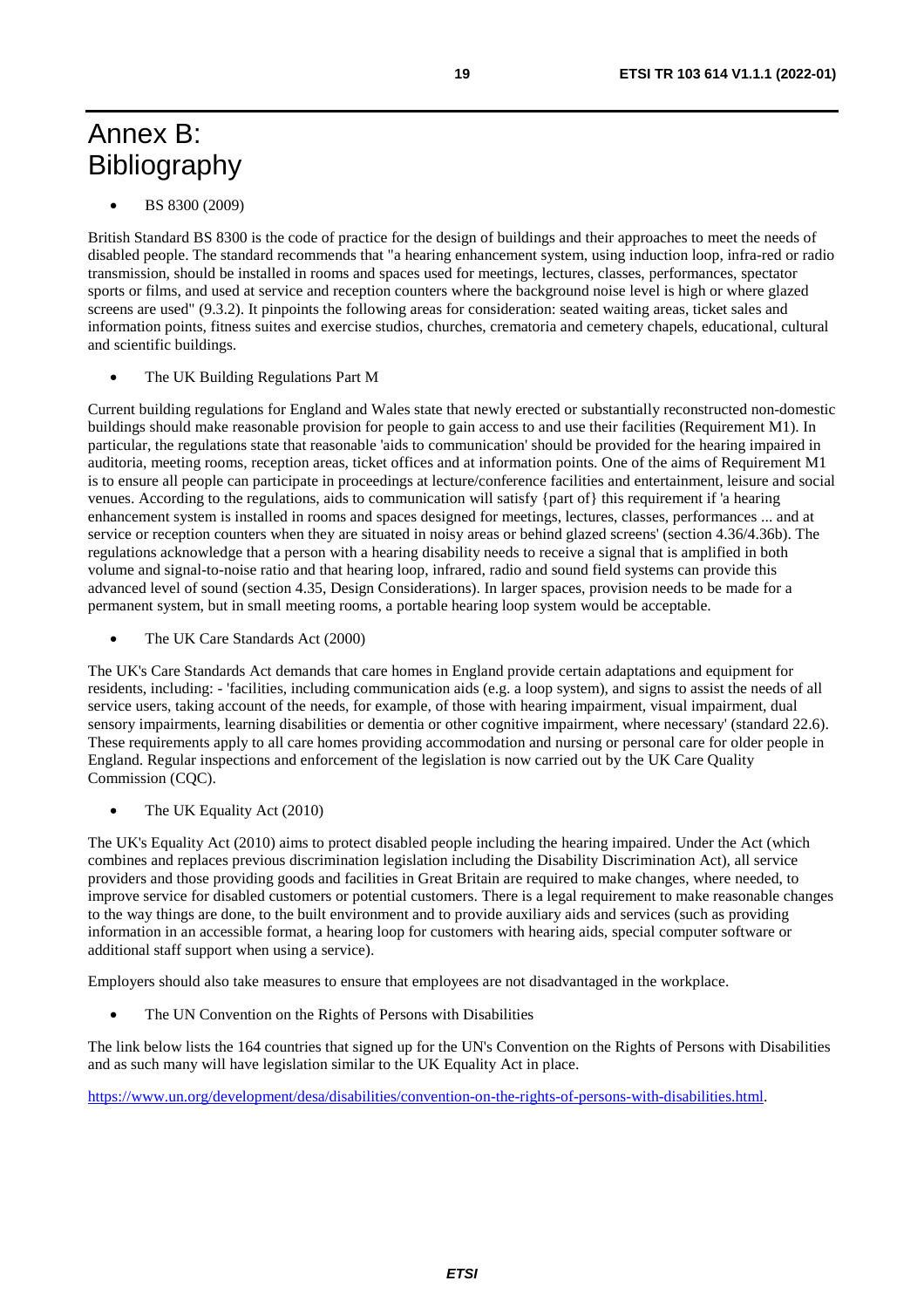# Annex B: Bibliography

- BS 8300 (2009)

British Standard BS 8300 is the code of practice for the design of buildings and their approaches to meet the needs of disabled people. The standard recommends that "a hearing enhancement system, using induction loop, infra-red or radio transmission, should be installed in rooms and spaces used for meetings, lectures, classes, performances, spectator sports or films, and used at service and reception counters where the background noise level is high or where glazed screens are used" (9.3.2). It pinpoints the following areas for consideration: seated waiting areas, ticket sales and information points, fitness suites and exercise studios, churches, crematoria and cemetery chapels, educational, cultural and scientific buildings.

- The UK Building Regulations Part M

Current building regulations for England and Wales state that newly erected or substantially reconstructed non-domestic buildings should make reasonable provision for people to gain access to and use their facilities (Requirement M1). In particular, the regulations state that reasonable 'aids to communication' should be provided for the hearing impaired in auditoria, meeting rooms, reception areas, ticket offices and at information points. One of the aims of Requirement M1 is to ensure all people can participate in proceedings at lecture/conference facilities and entertainment, leisure and social venues. According to the regulations, aids to communication will satisfy {part of} this requirement if 'a hearing enhancement system is installed in rooms and spaces designed for meetings, lectures, classes, performances ... and at service or reception counters when they are situated in noisy areas or behind glazed screens' (section 4.36/4.36b). The regulations acknowledge that a person with a hearing disability needs to receive a signal that is amplified in both volume and signal-to-noise ratio and that hearing loop, infrared, radio and sound field systems can provide this advanced level of sound (section 4.35, Design Considerations). In larger spaces, provision needs to be made for a permanent system, but in small meeting rooms, a portable hearing loop system would be acceptable.

- The UK Care Standards Act (2000)

The UK's Care Standards Act demands that care homes in England provide certain adaptations and equipment for residents, including: - 'facilities, including communication aids (e.g. a loop system), and signs to assist the needs of all service users, taking account of the needs, for example, of those with hearing impairment, visual impairment, dual sensory impairments, learning disabilities or dementia or other cognitive impairment, where necessary' (standard 22.6). These requirements apply to all care homes providing accommodation and nursing or personal care for older people in England. Regular inspections and enforcement of the legislation is now carried out by the UK Care Quality Commission (CQC).

- The UK Equality Act (2010)

The UK's Equality Act (2010) aims to protect disabled people including the hearing impaired. Under the Act (which combines and replaces previous discrimination legislation including the Disability Discrimination Act), all service providers and those providing goods and facilities in Great Britain are required to make changes, where needed, to improve service for disabled customers or potential customers. There is a legal requirement to make reasonable changes to the way things are done, to the built environment and to provide auxiliary aids and services (such as providing information in an accessible format, a hearing loop for customers with hearing aids, special computer software or additional staff support when using a service).

Employers should also take measures to ensure that employees are not disadvantaged in the workplace.

- The UN Convention on the Rights of Persons with Disabilities

The link below lists the 164 countries that signed up for the UN's Convention on the Rights of Persons with Disabilities and as such many will have legislation similar to the UK Equality Act in place.

https://www.un.org/development/desa/disabilities/convention-on-the-rights-of-persons-with-disabilities.html.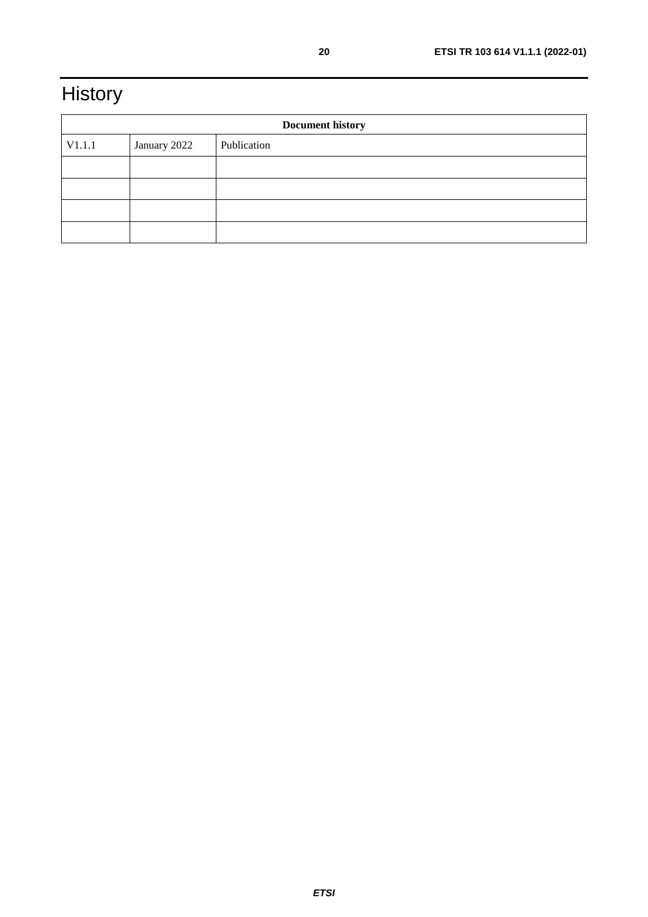# History

| Document history | | |
|---|---|---|
| V1.1.1 | January 2022 | Publication |
| | | |
| | | |
| | | |
| | | |